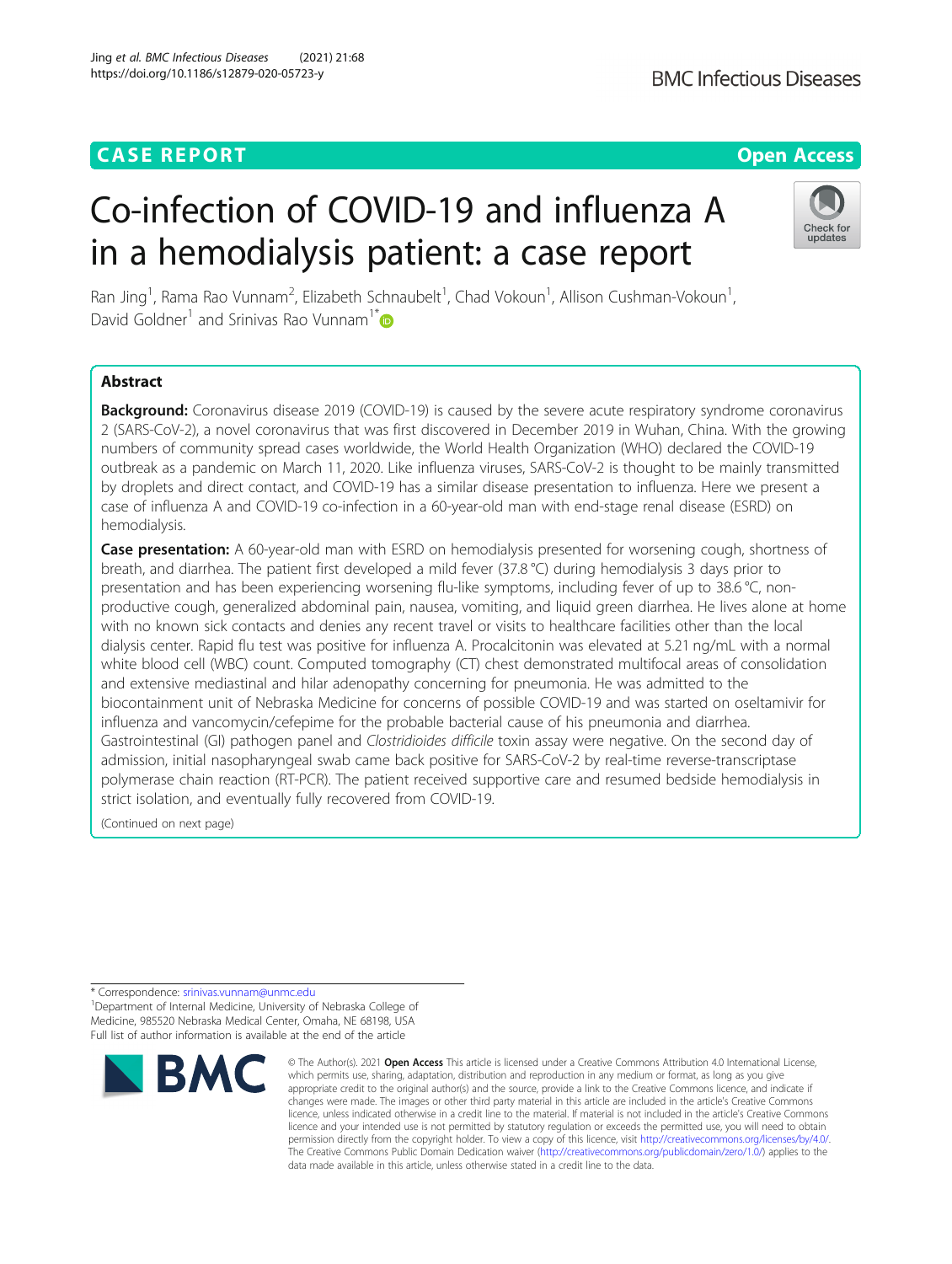CASE REPORT

Open Access

# Co-infection of COVID-19 and influenza A in a hemodialysis patient: a case report

Ran Jing[1], Rama Rao Vunnam[2], Elizabeth Schnaubelt[1], Chad Vokoun[1], Allison Cushman-Vokoun[1], David Goldner[1] and Srinivas Rao Vunnam[1*]

## Abstract

**Background:** Coronavirus disease 2019 (COVID-19) is caused by the severe acute respiratory syndrome coronavirus 2 (SARS-CoV-2), a novel coronavirus that was first discovered in December 2019 in Wuhan, China. With the growing numbers of community spread cases worldwide, the World Health Organization (WHO) declared the COVID-19 outbreak as a pandemic on March 11, 2020. Like influenza viruses, SARS-CoV-2 is thought to be mainly transmitted by droplets and direct contact, and COVID-19 has a similar disease presentation to influenza. Here we present a case of influenza A and COVID-19 co-infection in a 60-year-old man with end-stage renal disease (ESRD) on hemodialysis.

**Case presentation:** A 60-year-old man with ESRD on hemodialysis presented for worsening cough, shortness of breath, and diarrhea. The patient first developed a mild fever (37.8 °C) during hemodialysis 3 days prior to presentation and has been experiencing worsening flu-like symptoms, including fever of up to 38.6 °C, non-productive cough, generalized abdominal pain, nausea, vomiting, and liquid green diarrhea. He lives alone at home with no known sick contacts and denies any recent travel or visits to healthcare facilities other than the local dialysis center. Rapid flu test was positive for influenza A. Procalcitonin was elevated at 5.21 ng/mL with a normal white blood cell (WBC) count. Computed tomography (CT) chest demonstrated multifocal areas of consolidation and extensive mediastinal and hilar adenopathy concerning for pneumonia. He was admitted to the biocontainment unit of Nebraska Medicine for concerns of possible COVID-19 and was started on oseltamivir for influenza and vancomycin/cefepime for the probable bacterial cause of his pneumonia and diarrhea. Gastrointestinal (GI) pathogen panel and *Clostridioides difficile* toxin assay were negative. On the second day of admission, initial nasopharyngeal swab came back positive for SARS-CoV-2 by real-time reverse-transcriptase polymerase chain reaction (RT-PCR). The patient received supportive care and resumed bedside hemodialysis in strict isolation, and eventually fully recovered from COVID-19.

(Continued on next page)

---

\* Correspondence: srinivas.vunnam@unmc.edu

[1]Department of Internal Medicine, University of Nebraska College of Medicine, 985520 Nebraska Medical Center, Omaha, NE 68198, USA

Full list of author information is available at the end of the article

© The Author(s). 2021 **Open Access** This article is licensed under a Creative Commons Attribution 4.0 International License, which permits use, sharing, adaptation, distribution and reproduction in any medium or format, as long as you give appropriate credit to the original author(s) and the source, provide a link to the Creative Commons licence, and indicate if changes were made. The images or other third party material in this article are included in the article's Creative Commons licence, unless indicated otherwise in a credit line to the material. If material is not included in the article's Creative Commons licence and your intended use is not permitted by statutory regulation or exceeds the permitted use, you will need to obtain permission directly from the copyright holder. To view a copy of this licence, visit http://creativecommons.org/licenses/by/4.0/. The Creative Commons Public Domain Dedication waiver (http://creativecommons.org/publicdomain/zero/1.0/) applies to the data made available in this article, unless otherwise stated in a credit line to the data.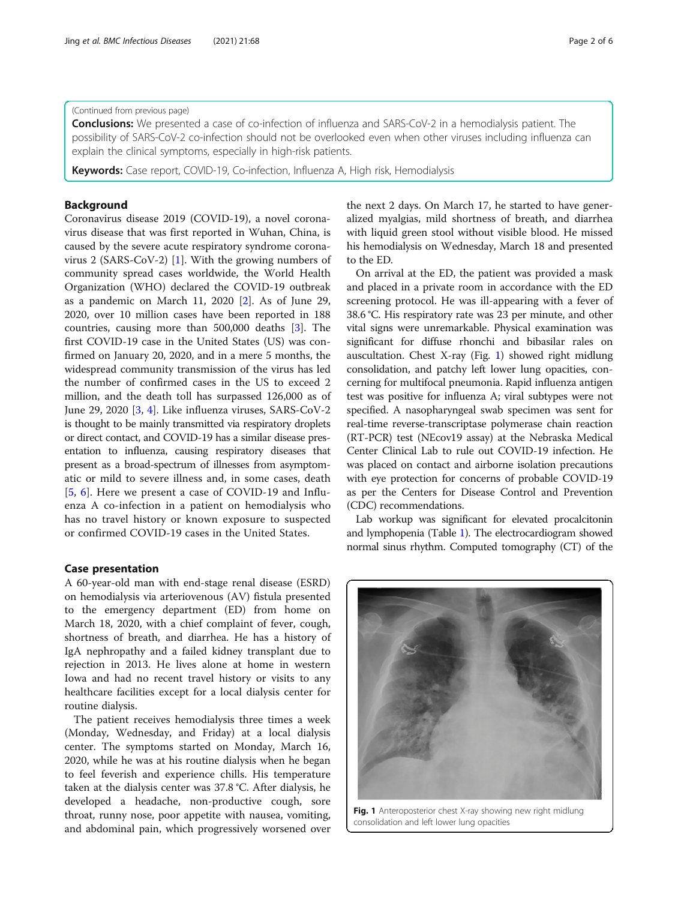(Continued from previous page)

**Conclusions:** We presented a case of co-infection of influenza and SARS-CoV-2 in a hemodialysis patient. The possibility of SARS-CoV-2 co-infection should not be overlooked even when other viruses including influenza can explain the clinical symptoms, especially in high-risk patients.

**Keywords:** Case report, COVID-19, Co-infection, Influenza A, High risk, Hemodialysis

## Background

Coronavirus disease 2019 (COVID-19), a novel coronavirus disease that was first reported in Wuhan, China, is caused by the severe acute respiratory syndrome coronavirus 2 (SARS-CoV-2) [1]. With the growing numbers of community spread cases worldwide, the World Health Organization (WHO) declared the COVID-19 outbreak as a pandemic on March 11, 2020 [2]. As of June 29, 2020, over 10 million cases have been reported in 188 countries, causing more than 500,000 deaths [3]. The first COVID-19 case in the United States (US) was confirmed on January 20, 2020, and in a mere 5 months, the widespread community transmission of the virus has led the number of confirmed cases in the US to exceed 2 million, and the death toll has surpassed 126,000 as of June 29, 2020 [3, 4]. Like influenza viruses, SARS-CoV-2 is thought to be mainly transmitted via respiratory droplets or direct contact, and COVID-19 has a similar disease presentation to influenza, causing respiratory diseases that present as a broad-spectrum of illnesses from asymptomatic or mild to severe illness and, in some cases, death [5, 6]. Here we present a case of COVID-19 and Influenza A co-infection in a patient on hemodialysis who has no travel history or known exposure to suspected or confirmed COVID-19 cases in the United States.

## Case presentation

A 60-year-old man with end-stage renal disease (ESRD) on hemodialysis via arteriovenous (AV) fistula presented to the emergency department (ED) from home on March 18, 2020, with a chief complaint of fever, cough, shortness of breath, and diarrhea. He has a history of IgA nephropathy and a failed kidney transplant due to rejection in 2013. He lives alone at home in western Iowa and had no recent travel history or visits to any healthcare facilities except for a local dialysis center for routine dialysis.

The patient receives hemodialysis three times a week (Monday, Wednesday, and Friday) at a local dialysis center. The symptoms started on Monday, March 16, 2020, while he was at his routine dialysis when he began to feel feverish and experience chills. His temperature taken at the dialysis center was 37.8 °C. After dialysis, he developed a headache, non-productive cough, sore throat, runny nose, poor appetite with nausea, vomiting, and abdominal pain, which progressively worsened over the next 2 days. On March 17, he started to have generalized myalgias, mild shortness of breath, and diarrhea with liquid green stool without visible blood. He missed his hemodialysis on Wednesday, March 18 and presented to the ED.

On arrival at the ED, the patient was provided a mask and placed in a private room in accordance with the ED screening protocol. He was ill-appearing with a fever of 38.6 °C. His respiratory rate was 23 per minute, and other vital signs were unremarkable. Physical examination was significant for diffuse rhonchi and bibasilar rales on auscultation. Chest X-ray (Fig. 1) showed right midlung consolidation, and patchy left lower lung opacities, concerning for multifocal pneumonia. Rapid influenza antigen test was positive for influenza A; viral subtypes were not specified. A nasopharyngeal swab specimen was sent for real-time reverse-transcriptase polymerase chain reaction (RT-PCR) test (NEcov19 assay) at the Nebraska Medical Center Clinical Lab to rule out COVID-19 infection. He was placed on contact and airborne isolation precautions with eye protection for concerns of probable COVID-19 as per the Centers for Disease Control and Prevention (CDC) recommendations.

Lab workup was significant for elevated procalcitonin and lymphopenia (Table 1). The electrocardiogram showed normal sinus rhythm. Computed tomography (CT) of the

**Fig. 1** Anteroposterior chest X-ray showing new right midlung consolidation and left lower lung opacities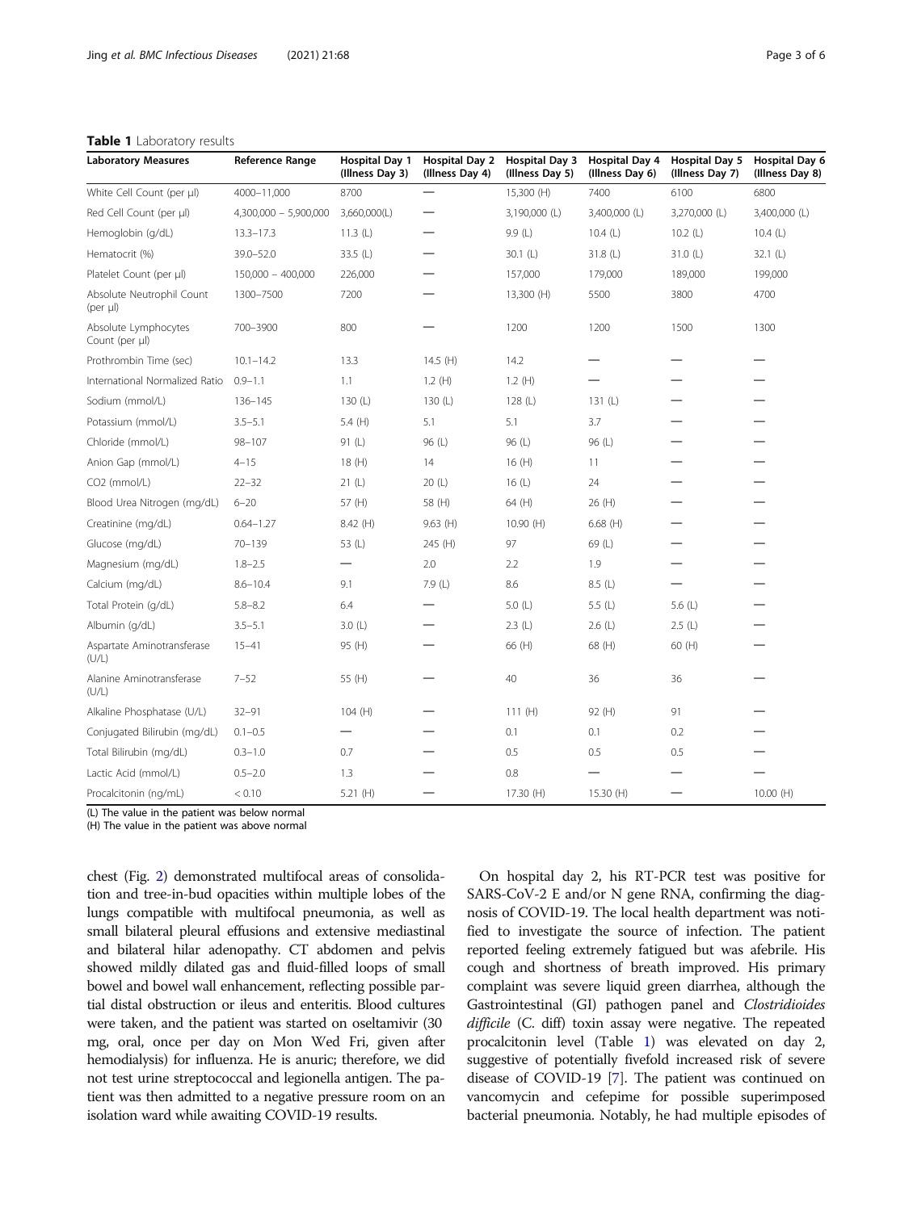**Table 1** Laboratory results

| Laboratory Measures | Reference Range | Hospital Day 1 (Illness Day 3) | Hospital Day 2 (Illness Day 4) | Hospital Day 3 (Illness Day 5) | Hospital Day 4 (Illness Day 6) | Hospital Day 5 (Illness Day 7) | Hospital Day 6 (Illness Day 8) |
|---|---|---|---|---|---|---|---|
| White Cell Count (per μl) | 4000–11,000 | 8700 | — | 15,300 (H) | 7400 | 6100 | 6800 |
| Red Cell Count (per μl) | 4,300,000 – 5,900,000 | 3,660,000(L) | — | 3,190,000 (L) | 3,400,000 (L) | 3,270,000 (L) | 3,400,000 (L) |
| Hemoglobin (g/dL) | 13.3–17.3 | 11.3 (L) | — | 9.9 (L) | 10.4 (L) | 10.2 (L) | 10.4 (L) |
| Hematocrit (%) | 39.0–52.0 | 33.5 (L) | — | 30.1 (L) | 31.8 (L) | 31.0 (L) | 32.1 (L) |
| Platelet Count (per μl) | 150,000 – 400,000 | 226,000 | — | 157,000 | 179,000 | 189,000 | 199,000 |
| Absolute Neutrophil Count (per μl) | 1300–7500 | 7200 | — | 13,300 (H) | 5500 | 3800 | 4700 |
| Absolute Lymphocytes Count (per μl) | 700–3900 | 800 | — | 1200 | 1200 | 1500 | 1300 |
| Prothrombin Time (sec) | 10.1–14.2 | 13.3 | 14.5 (H) | 14.2 | — | — | — |
| International Normalized Ratio | 0.9–1.1 | 1.1 | 1.2 (H) | 1.2 (H) | — | — | — |
| Sodium (mmol/L) | 136–145 | 130 (L) | 130 (L) | 128 (L) | 131 (L) | — | — |
| Potassium (mmol/L) | 3.5–5.1 | 5.4 (H) | 5.1 | 5.1 | 3.7 | — | — |
| Chloride (mmol/L) | 98–107 | 91 (L) | 96 (L) | 96 (L) | 96 (L) | — | — |
| Anion Gap (mmol/L) | 4–15 | 18 (H) | 14 | 16 (H) | 11 | — | — |
| CO2 (mmol/L) | 22–32 | 21 (L) | 20 (L) | 16 (L) | 24 | — | — |
| Blood Urea Nitrogen (mg/dL) | 6–20 | 57 (H) | 58 (H) | 64 (H) | 26 (H) | — | — |
| Creatinine (mg/dL) | 0.64–1.27 | 8.42 (H) | 9.63 (H) | 10.90 (H) | 6.68 (H) | — | — |
| Glucose (mg/dL) | 70–139 | 53 (L) | 245 (H) | 97 | 69 (L) | — | — |
| Magnesium (mg/dL) | 1.8–2.5 | — | 2.0 | 2.2 | 1.9 | — | — |
| Calcium (mg/dL) | 8.6–10.4 | 9.1 | 7.9 (L) | 8.6 | 8.5 (L) | — | — |
| Total Protein (g/dL) | 5.8–8.2 | 6.4 | — | 5.0 (L) | 5.5 (L) | 5.6 (L) | — |
| Albumin (g/dL) | 3.5–5.1 | 3.0 (L) | — | 2.3 (L) | 2.6 (L) | 2.5 (L) | — |
| Aspartate Aminotransferase (U/L) | 15–41 | 95 (H) | — | 66 (H) | 68 (H) | 60 (H) | — |
| Alanine Aminotransferase (U/L) | 7–52 | 55 (H) | — | 40 | 36 | 36 | — |
| Alkaline Phosphatase (U/L) | 32–91 | 104 (H) | — | 111 (H) | 92 (H) | 91 | — |
| Conjugated Bilirubin (mg/dL) | 0.1–0.5 | — | — | 0.1 | 0.1 | 0.2 | — |
| Total Bilirubin (mg/dL) | 0.3–1.0 | 0.7 | — | 0.5 | 0.5 | 0.5 | — |
| Lactic Acid (mmol/L) | 0.5–2.0 | 1.3 | — | 0.8 | — | — | — |
| Procalcitonin (ng/mL) | < 0.10 | 5.21 (H) | — | 17.30 (H) | 15.30 (H) | — | 10.00 (H) |

(L) The value in the patient was below normal
(H) The value in the patient was above normal

chest (Fig. 2) demonstrated multifocal areas of consolidation and tree-in-bud opacities within multiple lobes of the lungs compatible with multifocal pneumonia, as well as small bilateral pleural effusions and extensive mediastinal and bilateral hilar adenopathy. CT abdomen and pelvis showed mildly dilated gas and fluid-filled loops of small bowel and bowel wall enhancement, reflecting possible partial distal obstruction or ileus and enteritis. Blood cultures were taken, and the patient was started on oseltamivir (30 mg, oral, once per day on Mon Wed Fri, given after hemodialysis) for influenza. He is anuric; therefore, we did not test urine streptococcal and legionella antigen. The patient was then admitted to a negative pressure room on an isolation ward while awaiting COVID-19 results.

On hospital day 2, his RT-PCR test was positive for SARS-CoV-2 E and/or N gene RNA, confirming the diagnosis of COVID-19. The local health department was notified to investigate the source of infection. The patient reported feeling extremely fatigued but was afebrile. His cough and shortness of breath improved. His primary complaint was severe liquid green diarrhea, although the Gastrointestinal (GI) pathogen panel and *Clostridioides difficile* (C. diff) toxin assay were negative. The repeated procalcitonin level (Table 1) was elevated on day 2, suggestive of potentially fivefold increased risk of severe disease of COVID-19 [7]. The patient was continued on vancomycin and cefepime for possible superimposed bacterial pneumonia. Notably, he had multiple episodes of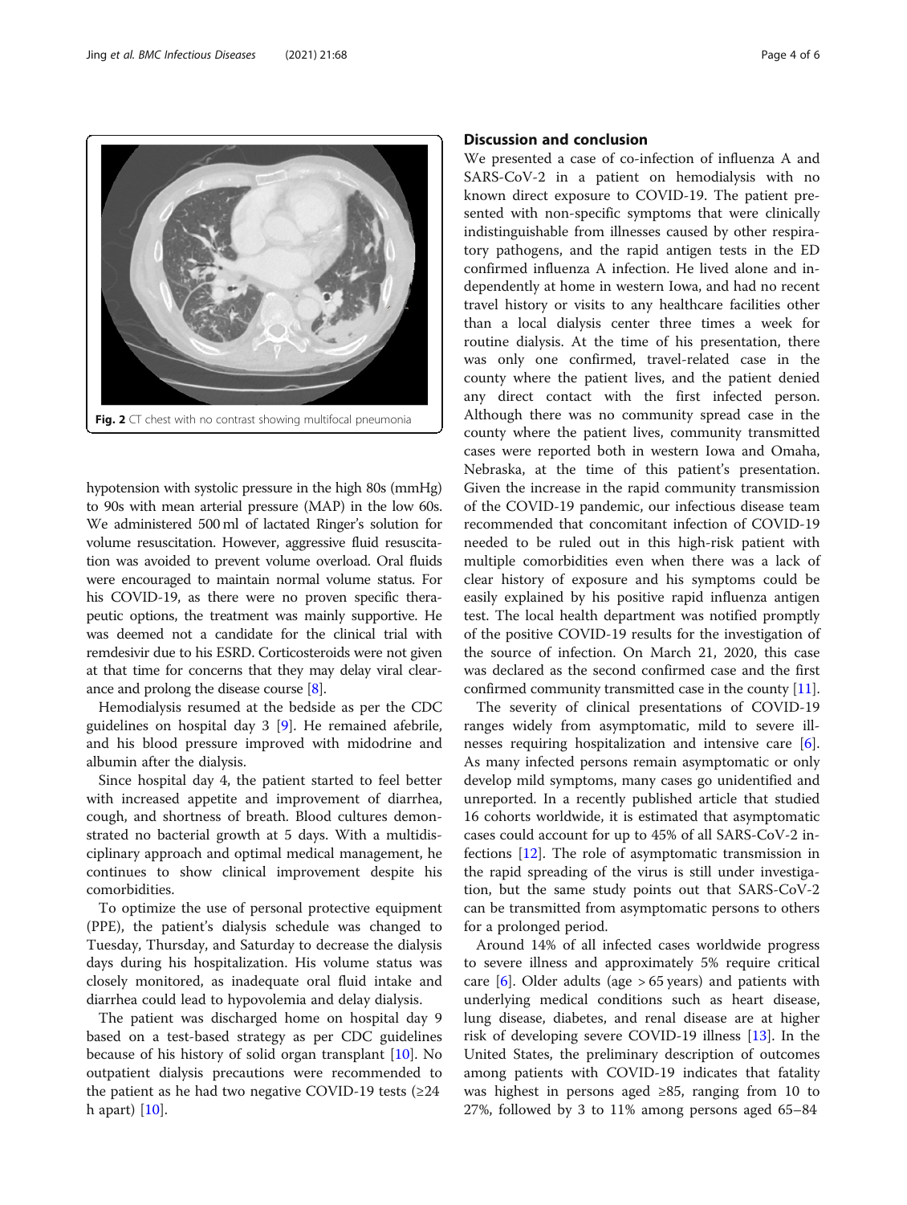Fig. 2 CT chest with no contrast showing multifocal pneumonia

hypotension with systolic pressure in the high 80s (mmHg) to 90s with mean arterial pressure (MAP) in the low 60s. We administered 500 ml of lactated Ringer's solution for volume resuscitation. However, aggressive fluid resuscitation was avoided to prevent volume overload. Oral fluids were encouraged to maintain normal volume status. For his COVID-19, as there were no proven specific therapeutic options, the treatment was mainly supportive. He was deemed not a candidate for the clinical trial with remdesivir due to his ESRD. Corticosteroids were not given at that time for concerns that they may delay viral clearance and prolong the disease course [8].

Hemodialysis resumed at the bedside as per the CDC guidelines on hospital day 3 [9]. He remained afebrile, and his blood pressure improved with midodrine and albumin after the dialysis.

Since hospital day 4, the patient started to feel better with increased appetite and improvement of diarrhea, cough, and shortness of breath. Blood cultures demonstrated no bacterial growth at 5 days. With a multidisciplinary approach and optimal medical management, he continues to show clinical improvement despite his comorbidities.

To optimize the use of personal protective equipment (PPE), the patient's dialysis schedule was changed to Tuesday, Thursday, and Saturday to decrease the dialysis days during his hospitalization. His volume status was closely monitored, as inadequate oral fluid intake and diarrhea could lead to hypovolemia and delay dialysis.

The patient was discharged home on hospital day 9 based on a test-based strategy as per CDC guidelines because of his history of solid organ transplant [10]. No outpatient dialysis precautions were recommended to the patient as he had two negative COVID-19 tests (≥24 h apart) [10].

## Discussion and conclusion

We presented a case of co-infection of influenza A and SARS-CoV-2 in a patient on hemodialysis with no known direct exposure to COVID-19. The patient presented with non-specific symptoms that were clinically indistinguishable from illnesses caused by other respiratory pathogens, and the rapid antigen tests in the ED confirmed influenza A infection. He lived alone and independently at home in western Iowa, and had no recent travel history or visits to any healthcare facilities other than a local dialysis center three times a week for routine dialysis. At the time of his presentation, there was only one confirmed, travel-related case in the county where the patient lives, and the patient denied any direct contact with the first infected person. Although there was no community spread case in the county where the patient lives, community transmitted cases were reported both in western Iowa and Omaha, Nebraska, at the time of this patient's presentation. Given the increase in the rapid community transmission of the COVID-19 pandemic, our infectious disease team recommended that concomitant infection of COVID-19 needed to be ruled out in this high-risk patient with multiple comorbidities even when there was a lack of clear history of exposure and his symptoms could be easily explained by his positive rapid influenza antigen test. The local health department was notified promptly of the positive COVID-19 results for the investigation of the source of infection. On March 21, 2020, this case was declared as the second confirmed case and the first confirmed community transmitted case in the county [11].

The severity of clinical presentations of COVID-19 ranges widely from asymptomatic, mild to severe illnesses requiring hospitalization and intensive care [6]. As many infected persons remain asymptomatic or only develop mild symptoms, many cases go unidentified and unreported. In a recently published article that studied 16 cohorts worldwide, it is estimated that asymptomatic cases could account for up to 45% of all SARS-CoV-2 infections [12]. The role of asymptomatic transmission in the rapid spreading of the virus is still under investigation, but the same study points out that SARS-CoV-2 can be transmitted from asymptomatic persons to others for a prolonged period.

Around 14% of all infected cases worldwide progress to severe illness and approximately 5% require critical care [6]. Older adults (age > 65 years) and patients with underlying medical conditions such as heart disease, lung disease, diabetes, and renal disease are at higher risk of developing severe COVID-19 illness [13]. In the United States, the preliminary description of outcomes among patients with COVID-19 indicates that fatality was highest in persons aged ≥85, ranging from 10 to 27%, followed by 3 to 11% among persons aged 65–84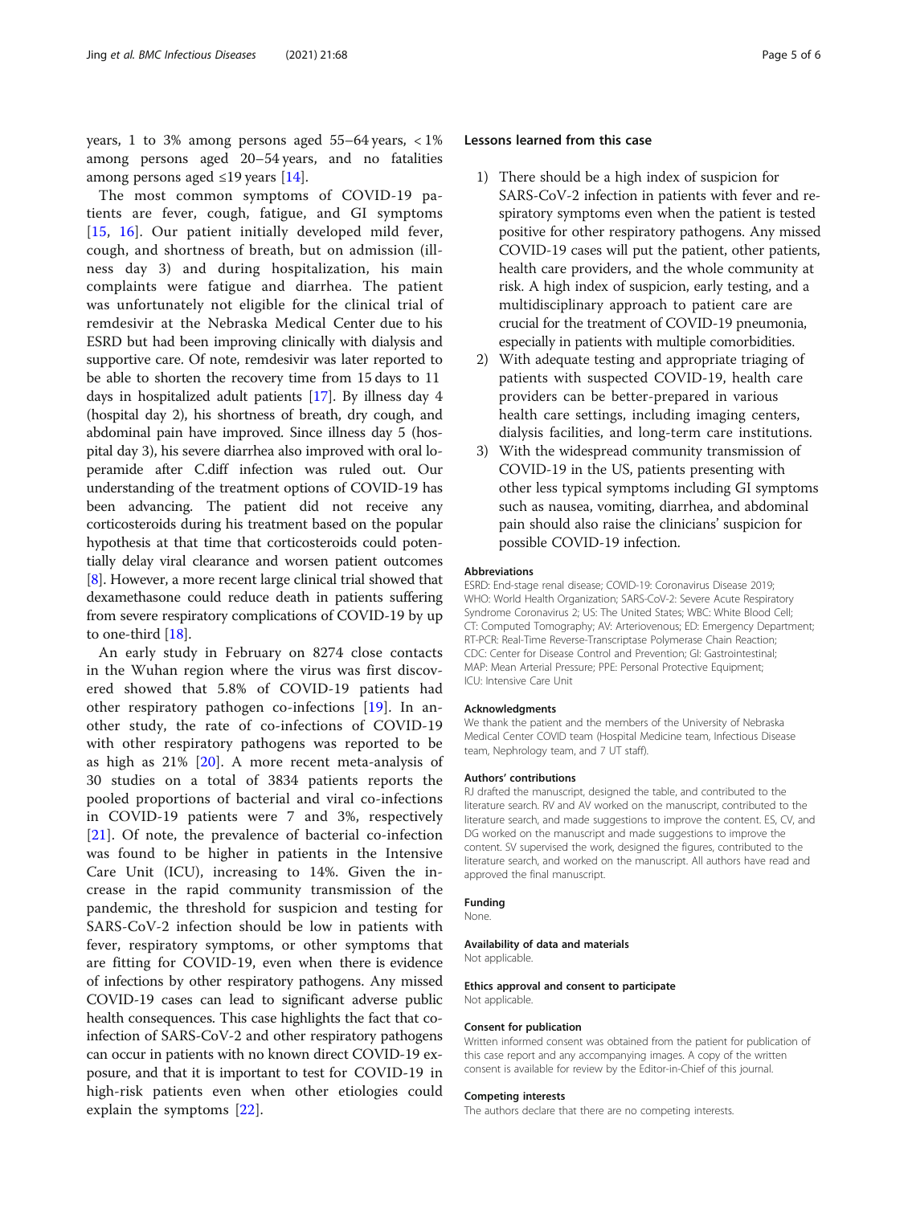years, 1 to 3% among persons aged 55–64 years, < 1% among persons aged 20–54 years, and no fatalities among persons aged ≤19 years [14].

The most common symptoms of COVID-19 patients are fever, cough, fatigue, and GI symptoms [15, 16]. Our patient initially developed mild fever, cough, and shortness of breath, but on admission (illness day 3) and during hospitalization, his main complaints were fatigue and diarrhea. The patient was unfortunately not eligible for the clinical trial of remdesivir at the Nebraska Medical Center due to his ESRD but had been improving clinically with dialysis and supportive care. Of note, remdesivir was later reported to be able to shorten the recovery time from 15 days to 11 days in hospitalized adult patients [17]. By illness day 4 (hospital day 2), his shortness of breath, dry cough, and abdominal pain have improved. Since illness day 5 (hospital day 3), his severe diarrhea also improved with oral loperamide after C.diff infection was ruled out. Our understanding of the treatment options of COVID-19 has been advancing. The patient did not receive any corticosteroids during his treatment based on the popular hypothesis at that time that corticosteroids could potentially delay viral clearance and worsen patient outcomes [8]. However, a more recent large clinical trial showed that dexamethasone could reduce death in patients suffering from severe respiratory complications of COVID-19 by up to one-third [18].

An early study in February on 8274 close contacts in the Wuhan region where the virus was first discovered showed that 5.8% of COVID-19 patients had other respiratory pathogen co-infections [19]. In another study, the rate of co-infections of COVID-19 with other respiratory pathogens was reported to be as high as 21% [20]. A more recent meta-analysis of 30 studies on a total of 3834 patients reports the pooled proportions of bacterial and viral co-infections in COVID-19 patients were 7 and 3%, respectively [21]. Of note, the prevalence of bacterial co-infection was found to be higher in patients in the Intensive Care Unit (ICU), increasing to 14%. Given the increase in the rapid community transmission of the pandemic, the threshold for suspicion and testing for SARS-CoV-2 infection should be low in patients with fever, respiratory symptoms, or other symptoms that are fitting for COVID-19, even when there is evidence of infections by other respiratory pathogens. Any missed COVID-19 cases can lead to significant adverse public health consequences. This case highlights the fact that co-infection of SARS-CoV-2 and other respiratory pathogens can occur in patients with no known direct COVID-19 exposure, and that it is important to test for COVID-19 in high-risk patients even when other etiologies could explain the symptoms [22].

## Lessons learned from this case

1) There should be a high index of suspicion for SARS-CoV-2 infection in patients with fever and respiratory symptoms even when the patient is tested positive for other respiratory pathogens. Any missed COVID-19 cases will put the patient, other patients, health care providers, and the whole community at risk. A high index of suspicion, early testing, and a multidisciplinary approach to patient care are crucial for the treatment of COVID-19 pneumonia, especially in patients with multiple comorbidities.
2) With adequate testing and appropriate triaging of patients with suspected COVID-19, health care providers can be better-prepared in various health care settings, including imaging centers, dialysis facilities, and long-term care institutions.
3) With the widespread community transmission of COVID-19 in the US, patients presenting with other less typical symptoms including GI symptoms such as nausea, vomiting, diarrhea, and abdominal pain should also raise the clinicians' suspicion for possible COVID-19 infection.

### Abbreviations

ESRD: End-stage renal disease; COVID-19: Coronavirus Disease 2019; WHO: World Health Organization; SARS-CoV-2: Severe Acute Respiratory Syndrome Coronavirus 2; US: The United States; WBC: White Blood Cell; CT: Computed Tomography; AV: Arteriovenous; ED: Emergency Department; RT-PCR: Real-Time Reverse-Transcriptase Polymerase Chain Reaction; CDC: Center for Disease Control and Prevention; GI: Gastrointestinal; MAP: Mean Arterial Pressure; PPE: Personal Protective Equipment; ICU: Intensive Care Unit

### Acknowledgments

We thank the patient and the members of the University of Nebraska Medical Center COVID team (Hospital Medicine team, Infectious Disease team, Nephrology team, and 7 UT staff).

### Authors' contributions

RJ drafted the manuscript, designed the table, and contributed to the literature search. RV and AV worked on the manuscript, contributed to the literature search, and made suggestions to improve the content. ES, CV, and DG worked on the manuscript and made suggestions to improve the content. SV supervised the work, designed the figures, contributed to the literature search, and worked on the manuscript. All authors have read and approved the final manuscript.

### Funding

None.

### Availability of data and materials

Not applicable.

### Ethics approval and consent to participate

Not applicable.

### Consent for publication

Written informed consent was obtained from the patient for publication of this case report and any accompanying images. A copy of the written consent is available for review by the Editor-in-Chief of this journal.

### Competing interests

The authors declare that there are no competing interests.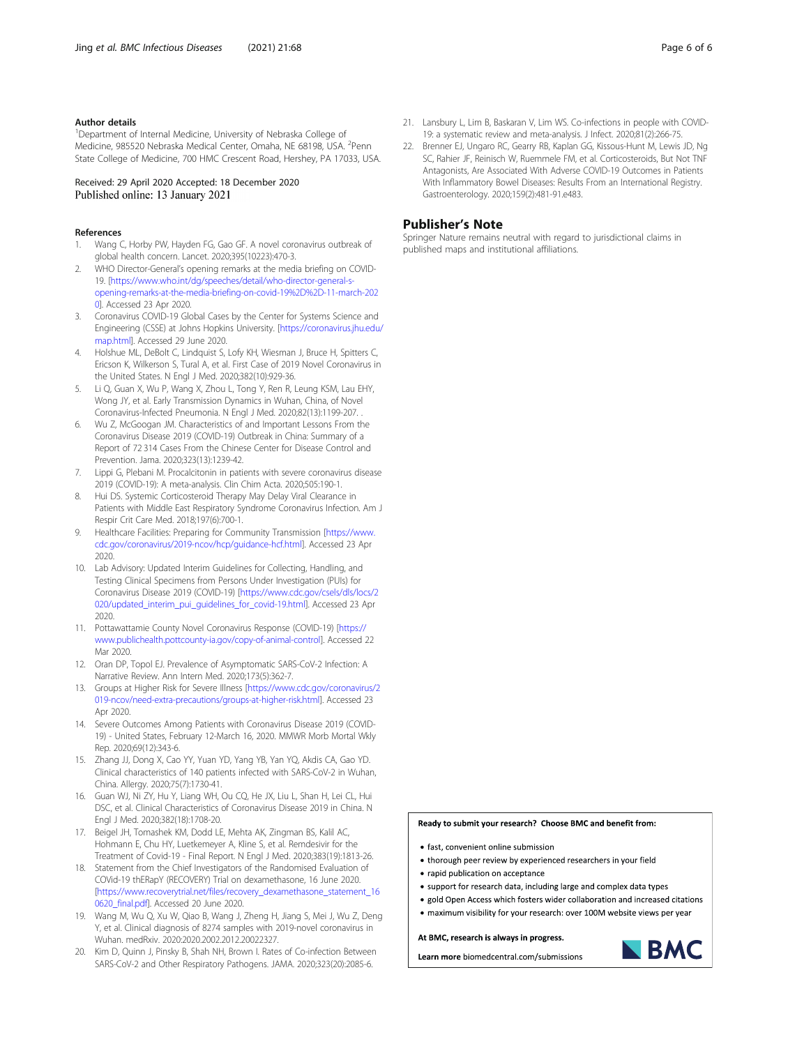### Author details

[1]Department of Internal Medicine, University of Nebraska College of Medicine, 985520 Nebraska Medical Center, Omaha, NE 68198, USA. [2]Penn State College of Medicine, 700 HMC Crescent Road, Hershey, PA 17033, USA.

Received: 29 April 2020 Accepted: 18 December 2020
Published online: 13 January 2021

### References

1. Wang C, Horby PW, Hayden FG, Gao GF. A novel coronavirus outbreak of global health concern. Lancet. 2020;395(10223):470-3.
2. WHO Director-General's opening remarks at the media briefing on COVID-19. [https://www.who.int/dg/speeches/detail/who-director-general-s-opening-remarks-at-the-media-briefing-on-covid-19%2D%2D-11-march-2020]. Accessed 23 Apr 2020.
3. Coronavirus COVID-19 Global Cases by the Center for Systems Science and Engineering (CSSE) at Johns Hopkins University. [https://coronavirus.jhu.edu/map.html]. Accessed 29 June 2020.
4. Holshue ML, DeBolt C, Lindquist S, Lofy KH, Wiesman J, Bruce H, Spitters C, Ericson K, Wilkerson S, Tural A, et al. First Case of 2019 Novel Coronavirus in the United States. N Engl J Med. 2020;382(10):929-36.
5. Li Q, Guan X, Wu P, Wang X, Zhou L, Tong Y, Ren R, Leung KSM, Lau EHY, Wong JY, et al. Early Transmission Dynamics in Wuhan, China, of Novel Coronavirus-Infected Pneumonia. N Engl J Med. 2020;82(13):1199-207. .
6. Wu Z, McGoogan JM. Characteristics of and Important Lessons From the Coronavirus Disease 2019 (COVID-19) Outbreak in China: Summary of a Report of 72 314 Cases From the Chinese Center for Disease Control and Prevention. Jama. 2020;323(13):1239-42.
7. Lippi G, Plebani M. Procalcitonin in patients with severe coronavirus disease 2019 (COVID-19): A meta-analysis. Clin Chim Acta. 2020;505:190-1.
8. Hui DS. Systemic Corticosteroid Therapy May Delay Viral Clearance in Patients with Middle East Respiratory Syndrome Coronavirus Infection. Am J Respir Crit Care Med. 2018;197(6):700-1.
9. Healthcare Facilities: Preparing for Community Transmission [https://www.cdc.gov/coronavirus/2019-ncov/hcp/guidance-hcf.html]. Accessed 23 Apr 2020.
10. Lab Advisory: Updated Interim Guidelines for Collecting, Handling, and Testing Clinical Specimens from Persons Under Investigation (PUIs) for Coronavirus Disease 2019 (COVID-19) [https://www.cdc.gov/csels/dls/locs/2020/updated_interim_pui_guidelines_for_covid-19.html]. Accessed 23 Apr 2020.
11. Pottawattamie County Novel Coronavirus Response (COVID-19) [https://www.publichealth.pottcounty-ia.gov/copy-of-animal-control]. Accessed 22 Mar 2020.
12. Oran DP, Topol EJ. Prevalence of Asymptomatic SARS-CoV-2 Infection: A Narrative Review. Ann Intern Med. 2020;173(5):362-7.
13. Groups at Higher Risk for Severe Illness [https://www.cdc.gov/coronavirus/2019-ncov/need-extra-precautions/groups-at-higher-risk.html]. Accessed 23 Apr 2020.
14. Severe Outcomes Among Patients with Coronavirus Disease 2019 (COVID-19) - United States, February 12-March 16, 2020. MMWR Morb Mortal Wkly Rep. 2020;69(12):343-6.
15. Zhang JJ, Dong X, Cao YY, Yuan YD, Yang YB, Yan YQ, Akdis CA, Gao YD. Clinical characteristics of 140 patients infected with SARS-CoV-2 in Wuhan, China. Allergy. 2020;75(7):1730-41.
16. Guan WJ, Ni ZY, Hu Y, Liang WH, Ou CQ, He JX, Liu L, Shan H, Lei CL, Hui DSC, et al. Clinical Characteristics of Coronavirus Disease 2019 in China. N Engl J Med. 2020;382(18):1708-20.
17. Beigel JH, Tomashek KM, Dodd LE, Mehta AK, Zingman BS, Kalil AC, Hohmann E, Chu HY, Luetkemeyer A, Kline S, et al. Remdesivir for the Treatment of Covid-19 - Final Report. N Engl J Med. 2020;383(19):1813-26.
18. Statement from the Chief Investigators of the Randomised Evaluation of COVid-19 thERapY (RECOVERY) Trial on dexamethasone, 16 June 2020. [https://www.recoverytrial.net/files/recovery_dexamethasone_statement_160620_final.pdf]. Accessed 20 June 2020.
19. Wang M, Wu Q, Xu W, Qiao B, Wang J, Zheng H, Jiang S, Mei J, Wu Z, Deng Y, et al. Clinical diagnosis of 8274 samples with 2019-novel coronavirus in Wuhan. medRxiv. 2020:2020.2002.2012.20022327.
20. Kim D, Quinn J, Pinsky B, Shah NH, Brown I. Rates of Co-infection Between SARS-CoV-2 and Other Respiratory Pathogens. JAMA. 2020;323(20):2085-6.
21. Lansbury L, Lim B, Baskaran V, Lim WS. Co-infections in people with COVID-19: a systematic review and meta-analysis. J Infect. 2020;81(2):266-75.
22. Brenner EJ, Ungaro RC, Gearry RB, Kaplan GG, Kissous-Hunt M, Lewis JD, Ng SC, Rahier JF, Reinisch W, Ruemmele FM, et al. Corticosteroids, But Not TNF Antagonists, Are Associated With Adverse COVID-19 Outcomes in Patients With Inflammatory Bowel Diseases: Results From an International Registry. Gastroenterology. 2020;159(2):481-91.e483.

## Publisher's Note

Springer Nature remains neutral with regard to jurisdictional claims in published maps and institutional affiliations.

**Ready to submit your research? Choose BMC and benefit from:**

- fast, convenient online submission
- thorough peer review by experienced researchers in your field
- rapid publication on acceptance
- support for research data, including large and complex data types
- gold Open Access which fosters wider collaboration and increased citations
- maximum visibility for your research: over 100M website views per year

**At BMC, research is always in progress.**

**Learn more** biomedcentral.com/submissions

BMC